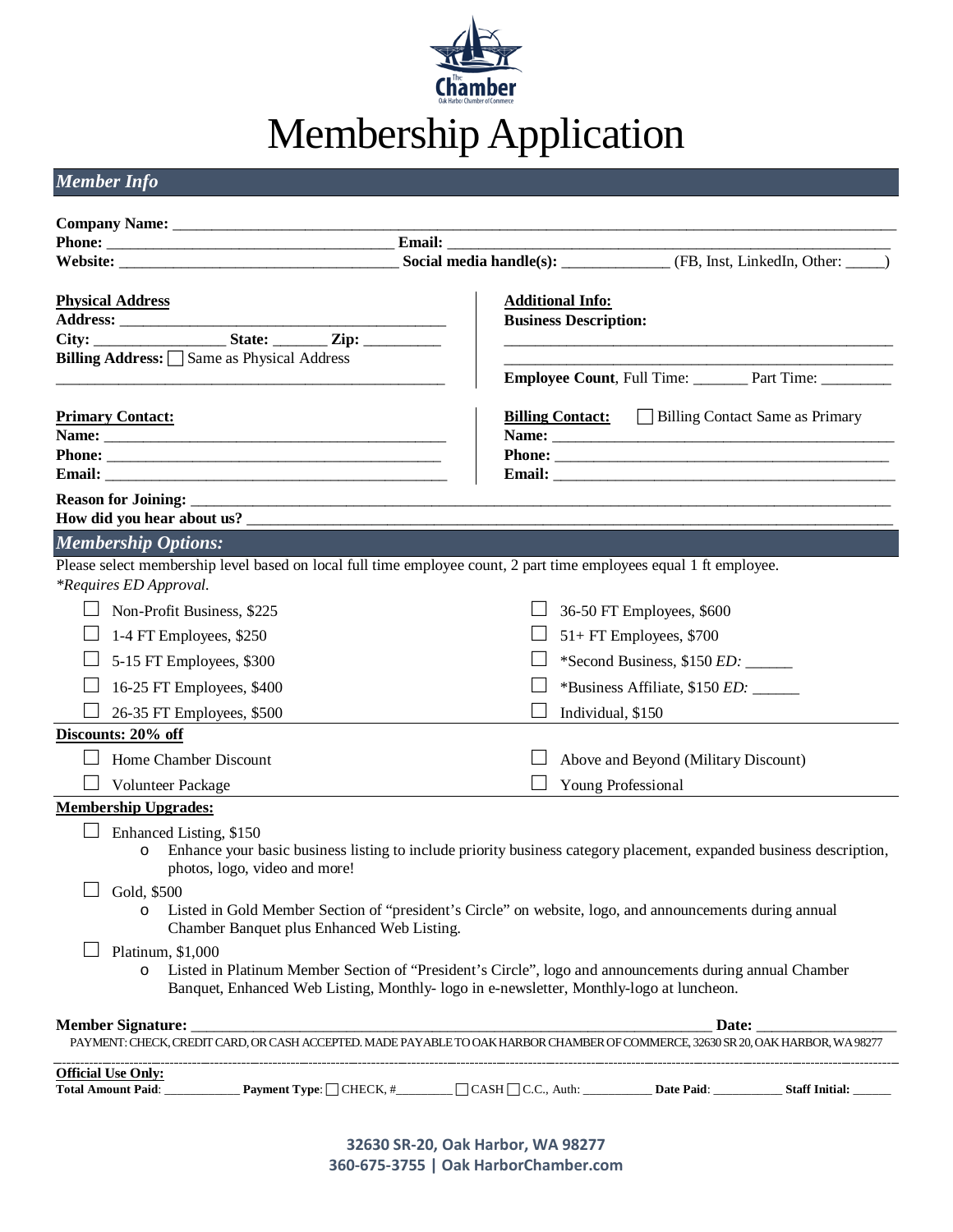# Membership Application

## *Member Info*

**Company Name:** ______________________________________________________________________________

**Phone:** ____________________________________ **Email:** ___________________________________________________

**Website:** ___________________________________ **Social media handle(s):** _____________ (FB, Inst, LinkedIn, Other: _____)

**Physical Address**

**Address:** __________________________________________

**City:** _________________ **State:** _______ **Zip:** __________

**Billing Address:** ☐ Same as Physical Address

_________________________________________________

**Additional Info:**

**Business Description:**

_________________________________________________

_________________________________________________

**Employee Count**, Full Time: _______ Part Time: _________

**Primary Contact:**

**Name:** ____________________________________________

**Phone:** ___________________________________________

**Email:** ____________________________________________

**Billing Contact:** ☐ Billing Contact Same as Primary

**Name:** ____________________________________________

**Phone:** ___________________________________________

**Email:** ____________________________________________

**Reason for Joining:** ______________________________________________________________________________

**How did you hear about us?** _________________________________________________________________________

## *Membership Options:*

Please select membership level based on local full time employee count, 2 part time employees equal 1 ft employee.
*\*Requires ED Approval.*

- ☐ Non-Profit Business, $225
- ☐ 1-4 FT Employees, $250
- ☐ 5-15 FT Employees, $300
- ☐ 16-25 FT Employees, $400
- ☐ 26-35 FT Employees, $500
- ☐ 36-50 FT Employees, $600
- ☐ 51+ FT Employees, $700
- ☐ \*Second Business, $150 *ED:* ______
- ☐ \*Business Affiliate, $150 *ED:* ______
- ☐ Individual, $150

**Discounts: 20% off**

- ☐ Home Chamber Discount
- ☐ Volunteer Package
- ☐ Above and Beyond (Military Discount)
- ☐ Young Professional

**Membership Upgrades:**

- ☐ Enhanced Listing, $150
  - Enhance your basic business listing to include priority business category placement, expanded business description, photos, logo, video and more!
- ☐ Gold, $500
  - Listed in Gold Member Section of "president's Circle" on website, logo, and announcements during annual Chamber Banquet plus Enhanced Web Listing.
- ☐ Platinum, $1,000
  - Listed in Platinum Member Section of "President's Circle", logo and announcements during annual Chamber Banquet, Enhanced Web Listing, Monthly- logo in e-newsletter, Monthly-logo at luncheon.

**Member Signature:** ______________________________________________________________ **Date:** _________________

PAYMENT: CHECK, CREDIT CARD, OR CASH ACCEPTED. MADE PAYABLE TO OAK HARBOR CHAMBER OF COMMERCE, 32630 SR 20, OAK HARBOR, WA 98277

**Official Use Only:**

**Total Amount Paid**: ____________ **Payment Type**: ☐ CHECK, #_________ ☐ CASH ☐ C.C., Auth: ___________ **Date Paid**: ___________ **Staff Initial:** ______

**32630 SR-20, Oak Harbor, WA 98277**
**360-675-3755 | Oak HarborChamber.com**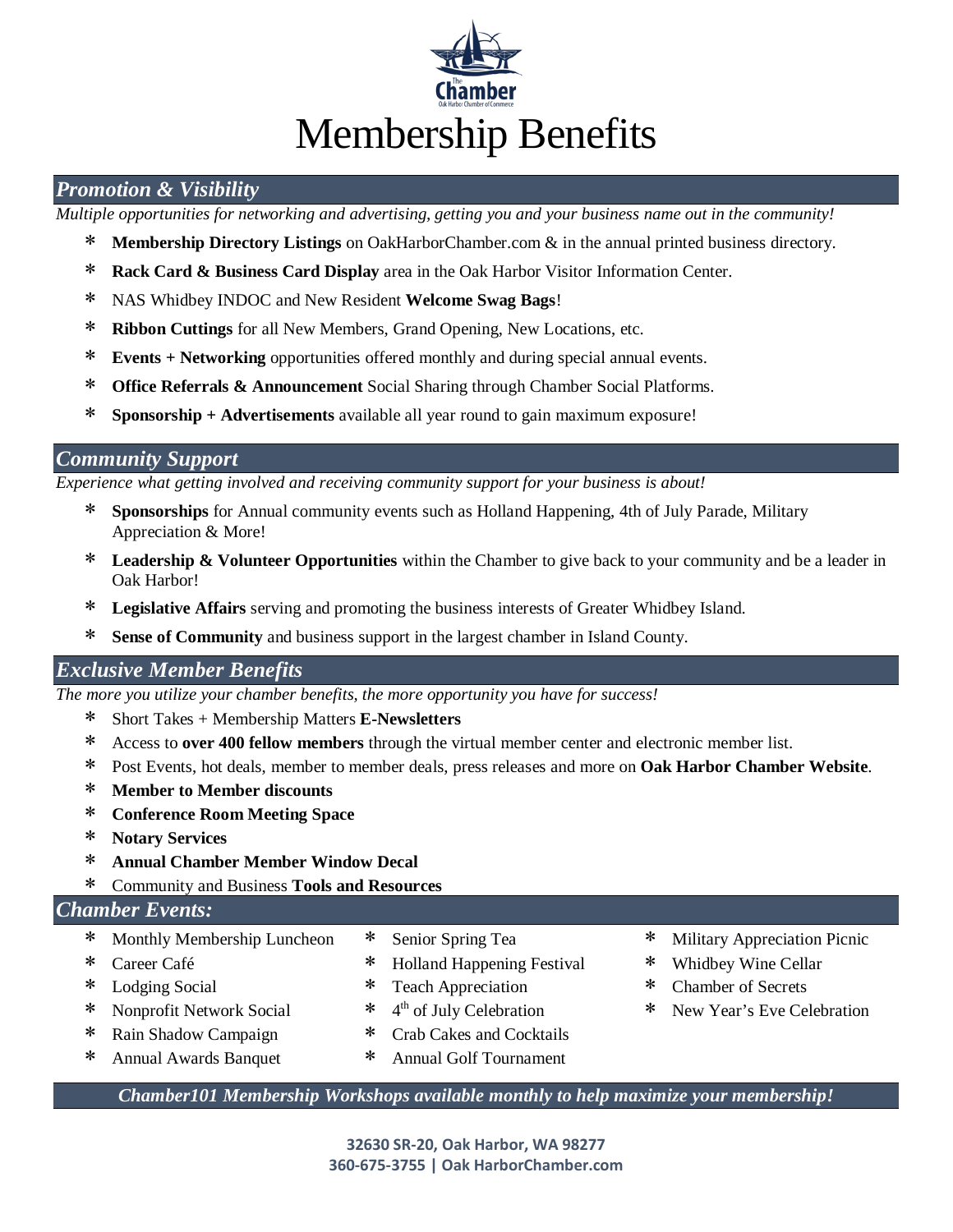# Membership Benefits

## *Promotion & Visibility*

*Multiple opportunities for networking and advertising, getting you and your business name out in the community!*

- **Membership Directory Listings** on OakHarborChamber.com & in the annual printed business directory.
- **Rack Card & Business Card Display** area in the Oak Harbor Visitor Information Center.
- NAS Whidbey INDOC and New Resident **Welcome Swag Bags**!
- **Ribbon Cuttings** for all New Members, Grand Opening, New Locations, etc.
- **Events + Networking** opportunities offered monthly and during special annual events.
- **Office Referrals & Announcement** Social Sharing through Chamber Social Platforms.
- **Sponsorship + Advertisements** available all year round to gain maximum exposure!

## *Community Support*

*Experience what getting involved and receiving community support for your business is about!*

- **Sponsorships** for Annual community events such as Holland Happening, 4th of July Parade, Military Appreciation & More!
- **Leadership & Volunteer Opportunities** within the Chamber to give back to your community and be a leader in Oak Harbor!
- **Legislative Affairs** serving and promoting the business interests of Greater Whidbey Island.
- **Sense of Community** and business support in the largest chamber in Island County.

## *Exclusive Member Benefits*

*The more you utilize your chamber benefits, the more opportunity you have for success!*

- Short Takes + Membership Matters **E-Newsletters**
- Access to **over 400 fellow members** through the virtual member center and electronic member list.
- Post Events, hot deals, member to member deals, press releases and more on **Oak Harbor Chamber Website**.
- **Member to Member discounts**
- **Conference Room Meeting Space**
- **Notary Services**
- **Annual Chamber Member Window Decal**
- Community and Business **Tools and Resources**

## *Chamber Events:*

- Monthly Membership Luncheon
- Career Café
- Lodging Social
- Nonprofit Network Social
- Rain Shadow Campaign
- Annual Awards Banquet
- Senior Spring Tea
- Holland Happening Festival
- Teach Appreciation
- 4th of July Celebration
- Crab Cakes and Cocktails
- Annual Golf Tournament
- Military Appreciation Picnic
- Whidbey Wine Cellar
- Chamber of Secrets
- New Year's Eve Celebration

***Chamber101 Membership Workshops available monthly to help maximize your membership!***

**32630 SR-20, Oak Harbor, WA 98277**
**360-675-3755 | Oak HarborChamber.com**